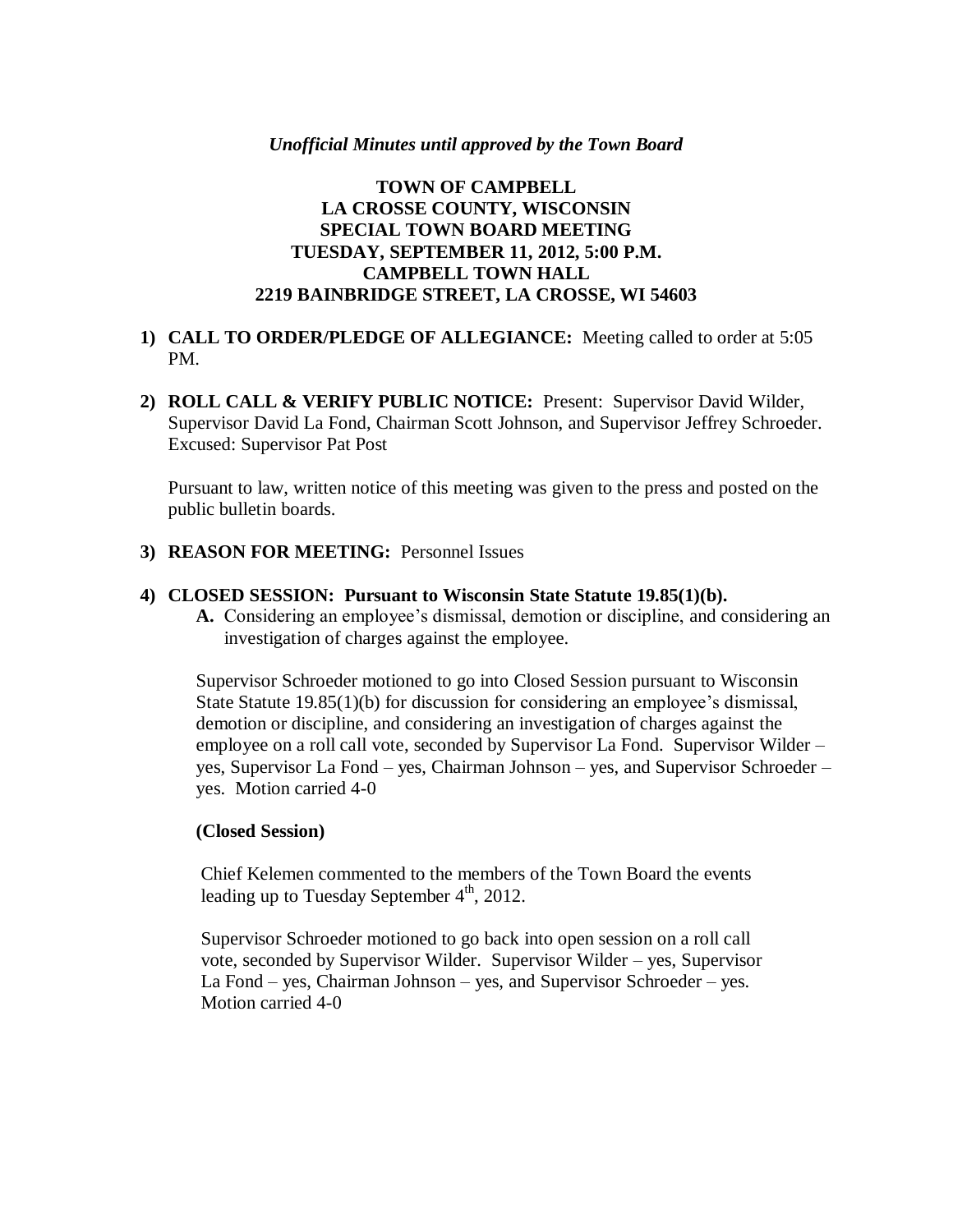*Unofficial Minutes until approved by the Town Board*

# TOWN OF CAMPBELL
## LA CROSSE COUNTY, WISCONSIN
## SPECIAL TOWN BOARD MEETING
## TUESDAY, SEPTEMBER 11, 2012, 5:00 P.M.
## CAMPBELL TOWN HALL
## 2219 BAINBRIDGE STREET, LA CROSSE, WI 54603

1) **CALL TO ORDER/PLEDGE OF ALLEGIANCE:** Meeting called to order at 5:05 PM.

2) **ROLL CALL & VERIFY PUBLIC NOTICE:** Present: Supervisor David Wilder, Supervisor David La Fond, Chairman Scott Johnson, and Supervisor Jeffrey Schroeder. Excused: Supervisor Pat Post

   Pursuant to law, written notice of this meeting was given to the press and posted on the public bulletin boards.

3) **REASON FOR MEETING:** Personnel Issues

4) **CLOSED SESSION: Pursuant to Wisconsin State Statute 19.85(1)(b).**

   **A.** Considering an employee's dismissal, demotion or discipline, and considering an investigation of charges against the employee.

   Supervisor Schroeder motioned to go into Closed Session pursuant to Wisconsin State Statute 19.85(1)(b) for discussion for considering an employee's dismissal, demotion or discipline, and considering an investigation of charges against the employee on a roll call vote, seconded by Supervisor La Fond. Supervisor Wilder – yes, Supervisor La Fond – yes, Chairman Johnson – yes, and Supervisor Schroeder – yes. Motion carried 4-0

   **(Closed Session)**

   Chief Kelemen commented to the members of the Town Board the events leading up to Tuesday September 4th, 2012.

   Supervisor Schroeder motioned to go back into open session on a roll call vote, seconded by Supervisor Wilder. Supervisor Wilder – yes, Supervisor La Fond – yes, Chairman Johnson – yes, and Supervisor Schroeder – yes. Motion carried 4-0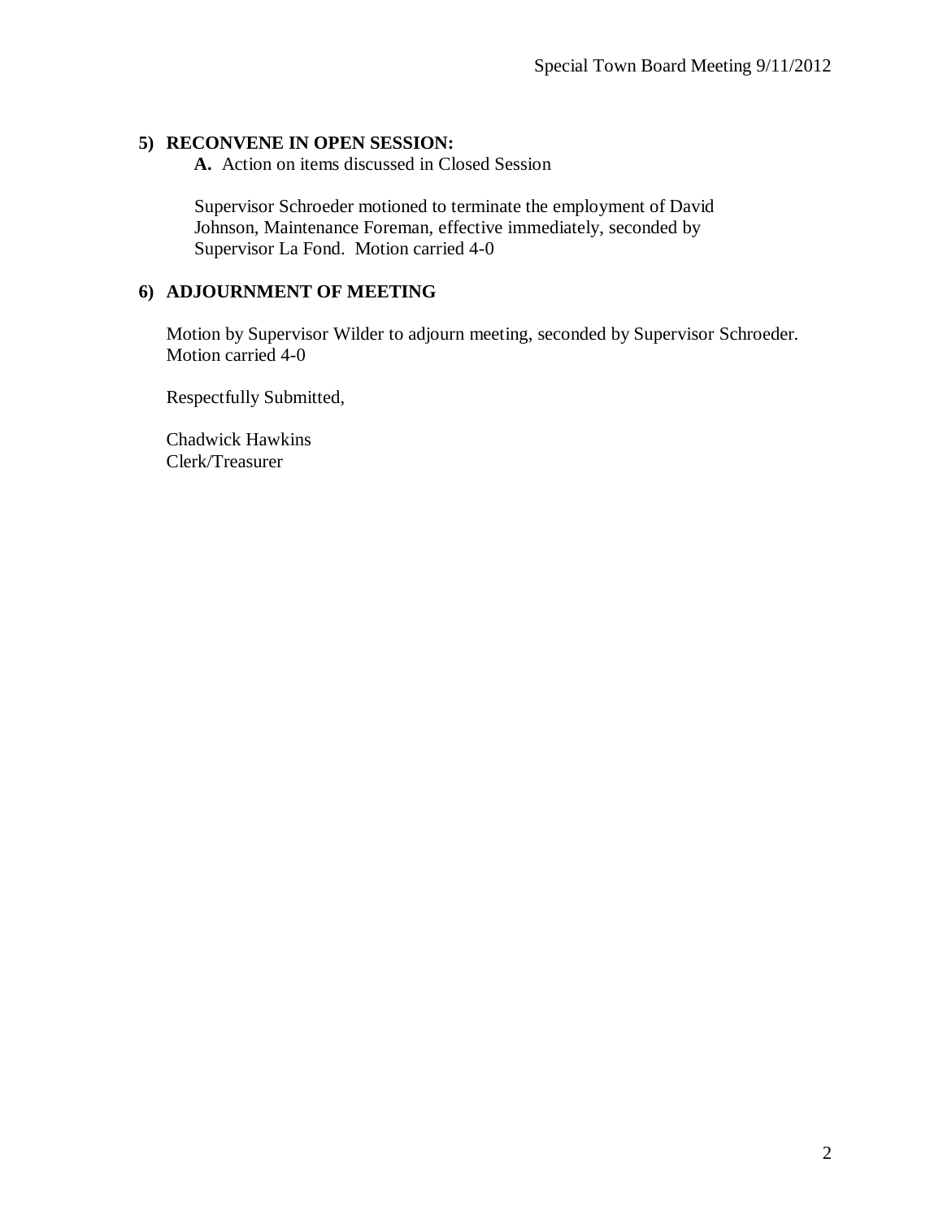**5) RECONVENE IN OPEN SESSION:**

**A.** Action on items discussed in Closed Session

Supervisor Schroeder motioned to terminate the employment of David Johnson, Maintenance Foreman, effective immediately, seconded by Supervisor La Fond. Motion carried 4-0

**6) ADJOURNMENT OF MEETING**

Motion by Supervisor Wilder to adjourn meeting, seconded by Supervisor Schroeder. Motion carried 4-0

Respectfully Submitted,

Chadwick Hawkins
Clerk/Treasurer